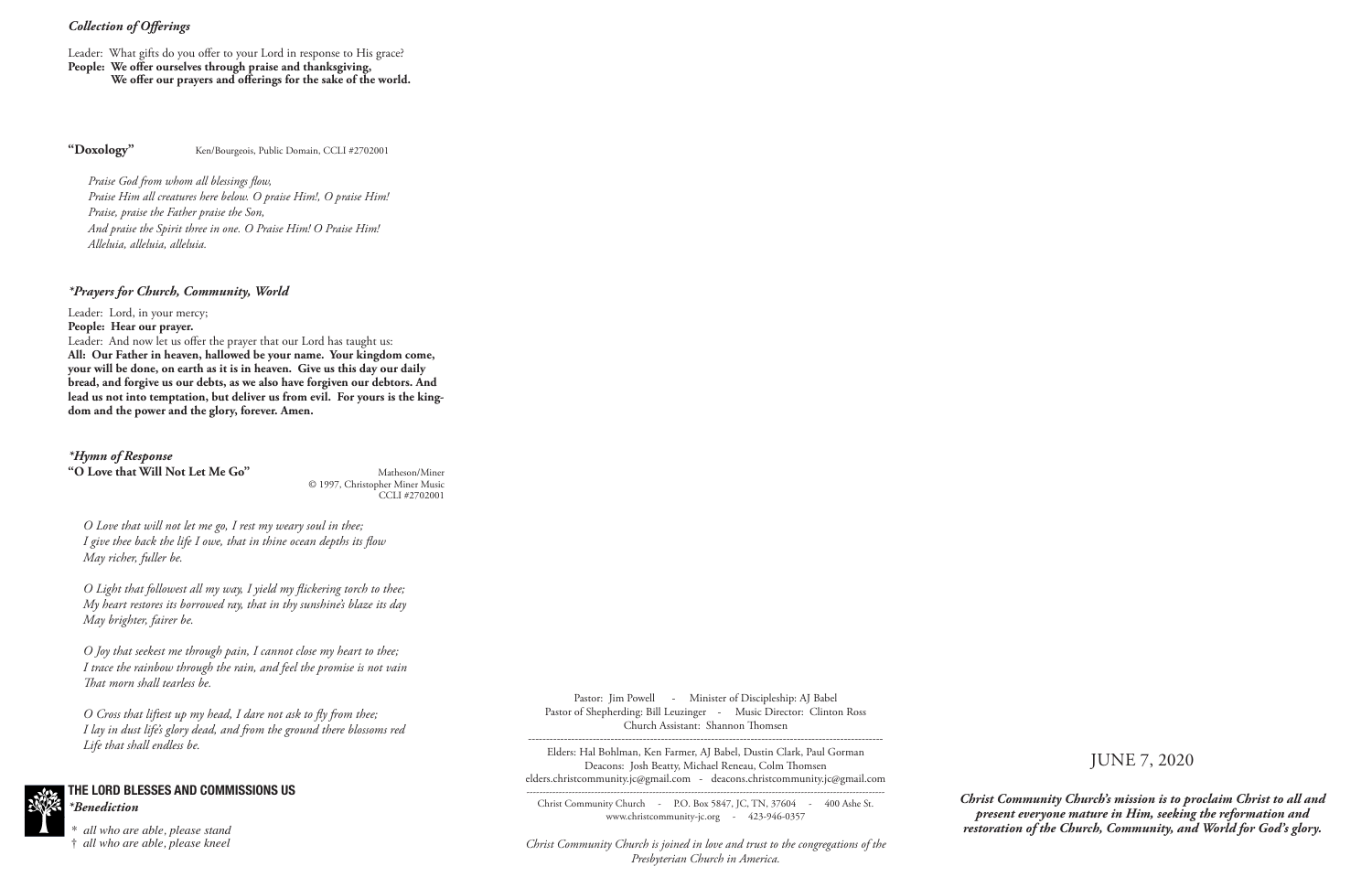### *Collection of Offerings*

Leader: What gifts do you offer to your Lord in response to His grace?
**People: We offer ourselves through praise and thanksgiving,**
**We offer our prayers and offerings for the sake of the world.**

**"Doxology"** Ken/Bourgeois, Public Domain, CCLI #2702001

*Praise God from whom all blessings flow,*
*Praise Him all creatures here below. O praise Him!, O praise Him!*
*Praise, praise the Father praise the Son,*
*And praise the Spirit three in one. O Praise Him! O Praise Him!*
*Alleluia, alleluia, alleluia.*

### *\*Prayers for Church, Community, World*

Leader: Lord, in your mercy;
**People: Hear our prayer.**
Leader: And now let us offer the prayer that our Lord has taught us:
**All: Our Father in heaven, hallowed be your name. Your kingdom come, your will be done, on earth as it is in heaven. Give us this day our daily bread, and forgive us our debts, as we also have forgiven our debtors. And lead us not into temptation, but deliver us from evil. For yours is the kingdom and the power and the glory, forever. Amen.**

### *\*Hymn of Response*

**"O Love that Will Not Let Me Go"** Matheson/Miner
© 1997, Christopher Miner Music
CCLI #2702001

*O Love that will not let me go, I rest my weary soul in thee;*
*I give thee back the life I owe, that in thine ocean depths its flow*
*May richer, fuller be.*

*O Light that followest all my way, I yield my flickering torch to thee;*
*My heart restores its borrowed ray, that in thy sunshine's blaze its day*
*May brighter, fairer be.*

*O Joy that seekest me through pain, I cannot close my heart to thee;*
*I trace the rainbow through the rain, and feel the promise is not vain*
*That morn shall tearless be.*

*O Cross that liftest up my head, I dare not ask to fly from thee;*
*I lay in dust life's glory dead, and from the ground there blossoms red*
*Life that shall endless be.*

## THE LORD BLESSES AND COMMISSIONS US

*\*Benediction*

*\* all who are able, please stand*
*† all who are able, please kneel*

Pastor: Jim Powell - Minister of Discipleship: AJ Babel
Pastor of Shepherding: Bill Leuzinger - Music Director: Clinton Ross
Church Assistant: Shannon Thomsen

Elders: Hal Bohlman, Ken Farmer, AJ Babel, Dustin Clark, Paul Gorman
Deacons: Josh Beatty, Michael Reneau, Colm Thomsen
elders.christcommunity.jc@gmail.com - deacons.christcommunity.jc@gmail.com

Christ Community Church - P.O. Box 5847, JC, TN, 37604 - 400 Ashe St.
www.christcommunity-jc.org - 423-946-0357

*Christ Community Church is joined in love and trust to the congregations of the Presbyterian Church in America.*

# JUNE 7, 2020

***Christ Community Church's mission is to proclaim Christ to all and present everyone mature in Him, seeking the reformation and restoration of the Church, Community, and World for God's glory.***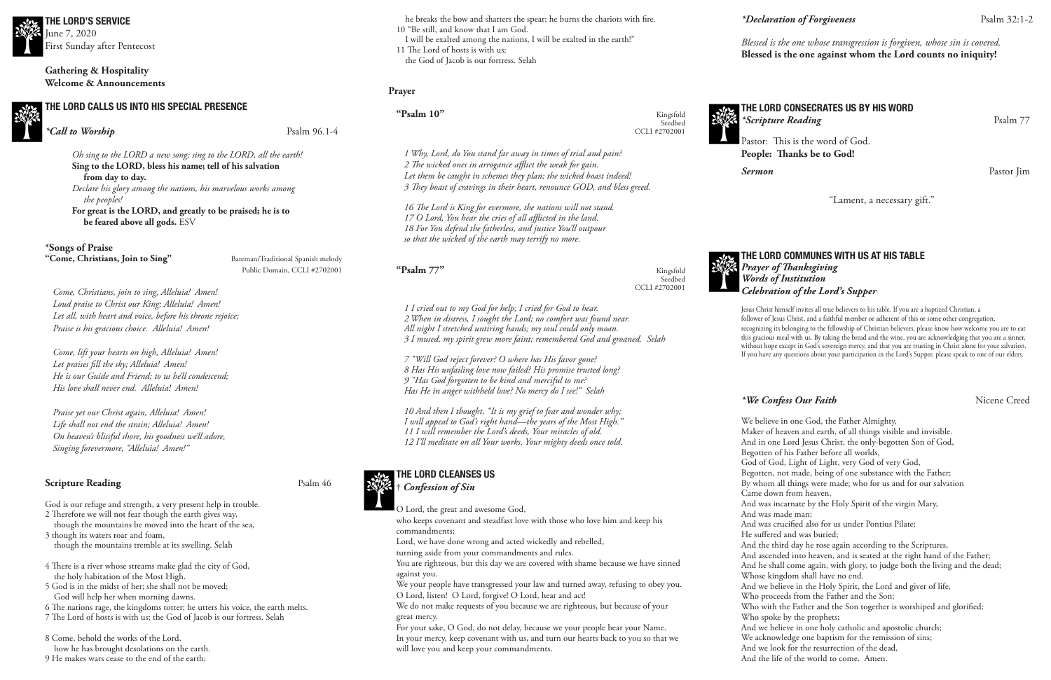## THE LORD'S SERVICE

June 7, 2020
First Sunday after Pentecost

**Gathering & Hospitality**
**Welcome & Announcements**

## THE LORD CALLS US INTO HIS SPECIAL PRESENCE

***Call to Worship*** Psalm 96.1-4

*Oh sing to the LORD a new song; sing to the LORD, all the earth!*
**Sing to the LORD, bless his name; tell of his salvation from day to day.**
*Declare his glory among the nations, his marvelous works among the peoples!*
**For great is the LORD, and greatly to be praised; he is to be feared above all gods.** ESV

**\*Songs of Praise**
**"Come, Christians, Join to Sing"** Bateman/Traditional Spanish melody
Public Domain, CCLI #2702001

*Come, Christians, join to sing, Alleluia! Amen!*
*Loud praise to Christ our King; Alleluia! Amen!*
*Let all, with heart and voice, before his throne rejoice;*
*Praise is his gracious choice. Alleluia! Amen!*

*Come, lift your hearts on high, Alleluia! Amen!*
*Let praises fill the sky; Alleluia! Amen!*
*He is our Guide and Friend; to us he'll condescend;*
*His love shall never end. Alleluia! Amen!*

*Praise yet our Christ again, Alleluia! Amen!*
*Life shall not end the strain; Alleluia! Amen!*
*On heaven's blissful shore, his goodness we'll adore,*
*Singing forevermore, "Alleluia! Amen!"*

**Scripture Reading** Psalm 46

God is our refuge and strength, a very present help in trouble.
2 Therefore we will not fear though the earth gives way,
though the mountains be moved into the heart of the sea,
3 though its waters roar and foam,
though the mountains tremble at its swelling. Selah

4 There is a river whose streams make glad the city of God,
the holy habitation of the Most High.
5 God is in the midst of her; she shall not be moved;
God will help her when morning dawns.
6 The nations rage, the kingdoms totter; he utters his voice, the earth melts.
7 The Lord of hosts is with us; the God of Jacob is our fortress. Selah

8 Come, behold the works of the Lord,
how he has brought desolations on the earth.
9 He makes wars cease to the end of the earth;
he breaks the bow and shatters the spear; he burns the chariots with fire.
10 "Be still, and know that I am God.
I will be exalted among the nations, I will be exalted in the earth!"
11 The Lord of hosts is with us;
the God of Jacob is our fortress. Selah

**Prayer**

**"Psalm 10"** Kingsfold
Seedbed
CCLI #2702001

*1 Why, Lord, do You stand far away in times of trial and pain?*
*2 The wicked ones in arrogance afflict the weak for gain.*
*Let them be caught in schemes they plan; the wicked boast indeed!*
*3 They boast of cravings in their heart, renounce GOD, and bless greed.*

*16 The Lord is King for evermore, the nations will not stand.*
*17 O Lord, You hear the cries of all afflicted in the land.*
*18 For You defend the fatherless, and justice You'll outpour*
*so that the wicked of the earth may terrify no more.*

**"Psalm 77"** Kingsfold
Seedbed
CCLI #2702001

*1 I cried out to my God for help; I cried for God to hear.*
*2 When in distress, I sought the Lord; no comfort was found near.*
*All night I stretched untiring hands; my soul could only moan.*
*3 I mused, my spirit grew more faint; remembered God and groaned. Selah*

*7 "Will God reject forever? O where has His favor gone?*
*8 Has His unfailing love now failed? His promise trusted long?*
*9 "Has God forgotten to be kind and merciful to me?*
*Has He in anger withheld love? No mercy do I see!" Selah*

*10 And then I thought, "It is my grief to fear and wonder why;*
*I will appeal to God's right hand—the years of the Most High."*
*11 I will remember the Lord's deeds, Your miracles of old.*
*12 I'll meditate on all Your works, Your mighty deeds once told.*

## THE LORD CLEANSES US

† ***Confession of Sin***

O Lord, the great and awesome God,
who keeps covenant and steadfast love with those who love him and keep his commandments;
Lord, we have done wrong and acted wickedly and rebelled,
turning aside from your commandments and rules.
You are righteous, but this day we are covered with shame because we have sinned against you.
We your people have transgressed your law and turned away, refusing to obey you.
O Lord, listen! O Lord, forgive! O Lord, hear and act!
We do not make requests of you because we are righteous, but because of your great mercy.
For your sake, O God, do not delay, because we your people bear your Name.
In your mercy, keep covenant with us, and turn our hearts back to you so that we will love you and keep your commandments.

***\*Declaration of Forgiveness*** Psalm 32:1-2

*Blessed is the one whose transgression is forgiven, whose sin is covered.*
**Blessed is the one against whom the Lord counts no iniquity!**

## THE LORD CONSECRATES US BY HIS WORD

***\*Scripture Reading*** Psalm 77

Pastor: This is the word of God.
**People: Thanks be to God!**

***Sermon*** Pastor Jim

"Lament, a necessary gift."

## THE LORD COMMUNES WITH US AT HIS TABLE

***Prayer of Thanksgiving***
***Words of Institution***
***Celebration of the Lord's Supper***

Jesus Christ himself invites all true believers to his table. If you are a baptized Christian, a follower of Jesus Christ, and a faithful member or adherent of this or some other congregation, recognizing its belonging to the fellowship of Christian believers, please know how welcome you are to eat this gracious meal with us. By taking the bread and the wine, you are acknowledging that you are a sinner, without hope except in God's sovereign mercy, and that you are trusting in Christ alone for your salvation. If you have any questions about your participation in the Lord's Supper, please speak to one of our elders.

***\*We Confess Our Faith*** Nicene Creed

We believe in one God, the Father Almighty,
Maker of heaven and earth, of all things visible and invisible.
And in one Lord Jesus Christ, the only-begotten Son of God,
Begotten of his Father before all worlds,
God of God, Light of Light, very God of very God,
Begotten, not made, being of one substance with the Father;
By whom all things were made; who for us and for our salvation
Came down from heaven,
And was incarnate by the Holy Spirit of the virgin Mary,
And was made man;
And was crucified also for us under Pontius Pilate;
He suffered and was buried;
And the third day he rose again according to the Scriptures,
And ascended into heaven, and is seated at the right hand of the Father;
And he shall come again, with glory, to judge both the living and the dead;
Whose kingdom shall have no end.
And we believe in the Holy Spirit, the Lord and giver of life,
Who proceeds from the Father and the Son;
Who with the Father and the Son together is worshiped and glorified;
Who spoke by the prophets;
And we believe in one holy catholic and apostolic church;
We acknowledge one baptism for the remission of sins;
And we look for the resurrection of the dead,
And the life of the world to come. Amen.